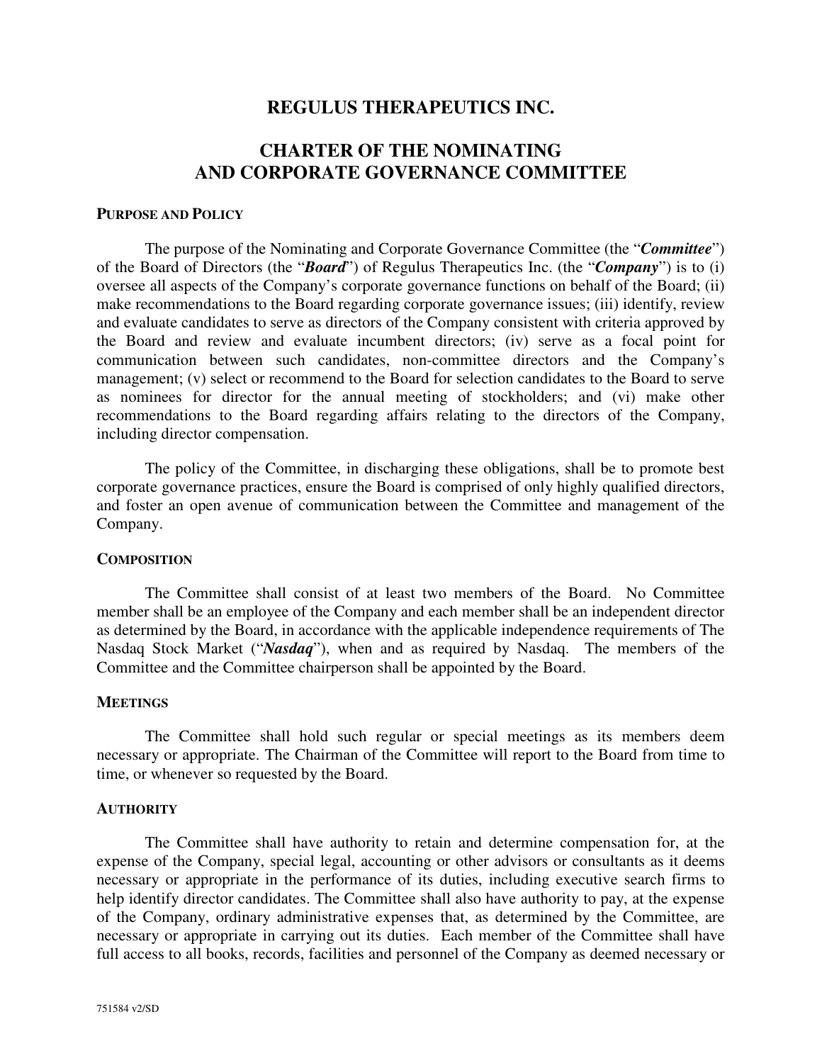# REGULUS THERAPEUTICS INC.

# CHARTER OF THE NOMINATING AND CORPORATE GOVERNANCE COMMITTEE

## PURPOSE AND POLICY

The purpose of the Nominating and Corporate Governance Committee (the "***Committee***") of the Board of Directors (the "***Board***") of Regulus Therapeutics Inc. (the "***Company***") is to (i) oversee all aspects of the Company's corporate governance functions on behalf of the Board; (ii) make recommendations to the Board regarding corporate governance issues; (iii) identify, review and evaluate candidates to serve as directors of the Company consistent with criteria approved by the Board and review and evaluate incumbent directors; (iv) serve as a focal point for communication between such candidates, non-committee directors and the Company's management; (v) select or recommend to the Board for selection candidates to the Board to serve as nominees for director for the annual meeting of stockholders; and (vi) make other recommendations to the Board regarding affairs relating to the directors of the Company, including director compensation.

The policy of the Committee, in discharging these obligations, shall be to promote best corporate governance practices, ensure the Board is comprised of only highly qualified directors, and foster an open avenue of communication between the Committee and management of the Company.

## COMPOSITION

The Committee shall consist of at least two members of the Board. No Committee member shall be an employee of the Company and each member shall be an independent director as determined by the Board, in accordance with the applicable independence requirements of The Nasdaq Stock Market ("***Nasdaq***"), when and as required by Nasdaq. The members of the Committee and the Committee chairperson shall be appointed by the Board.

## MEETINGS

The Committee shall hold such regular or special meetings as its members deem necessary or appropriate. The Chairman of the Committee will report to the Board from time to time, or whenever so requested by the Board.

## AUTHORITY

The Committee shall have authority to retain and determine compensation for, at the expense of the Company, special legal, accounting or other advisors or consultants as it deems necessary or appropriate in the performance of its duties, including executive search firms to help identify director candidates. The Committee shall also have authority to pay, at the expense of the Company, ordinary administrative expenses that, as determined by the Committee, are necessary or appropriate in carrying out its duties. Each member of the Committee shall have full access to all books, records, facilities and personnel of the Company as deemed necessary or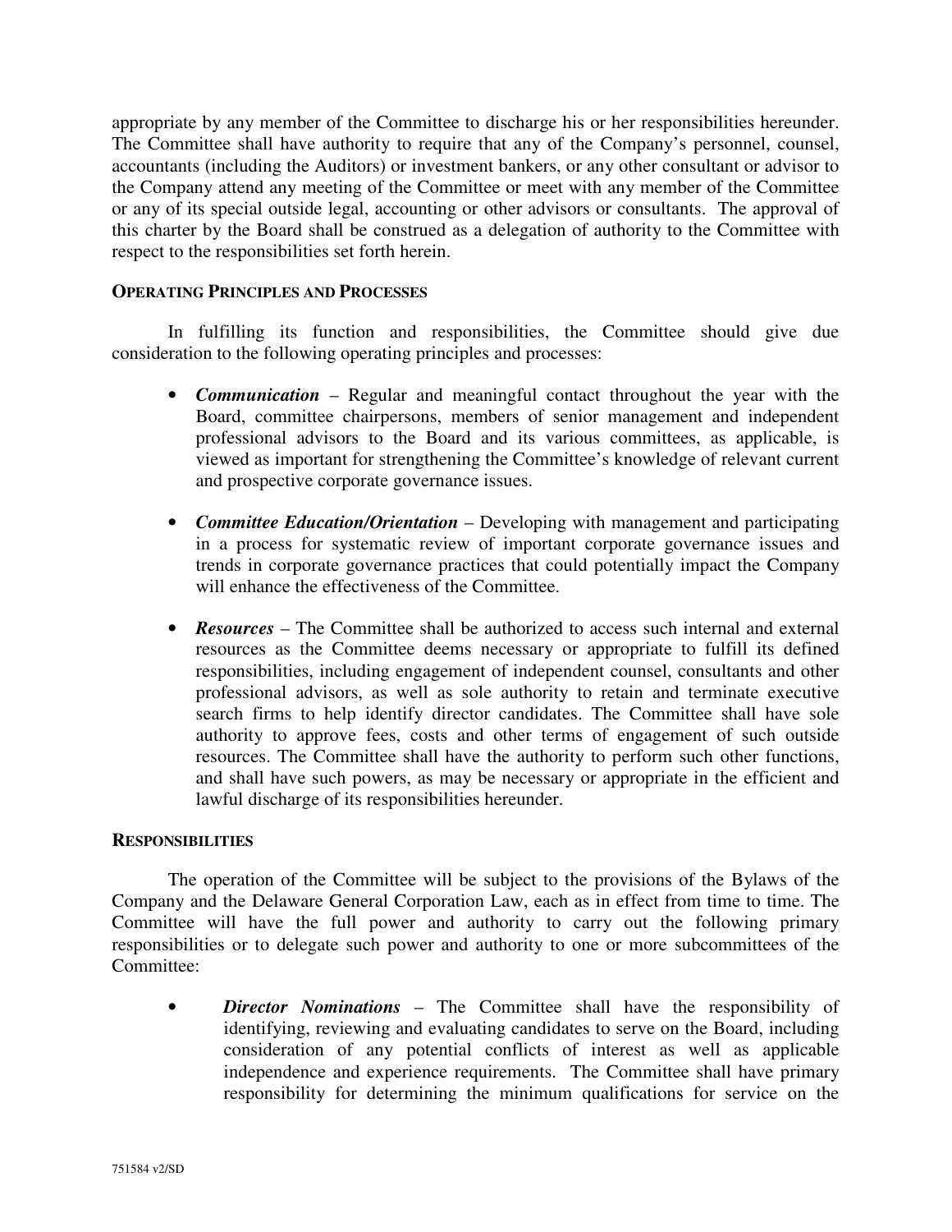appropriate by any member of the Committee to discharge his or her responsibilities hereunder. The Committee shall have authority to require that any of the Company's personnel, counsel, accountants (including the Auditors) or investment bankers, or any other consultant or advisor to the Company attend any meeting of the Committee or meet with any member of the Committee or any of its special outside legal, accounting or other advisors or consultants. The approval of this charter by the Board shall be construed as a delegation of authority to the Committee with respect to the responsibilities set forth herein.

**OPERATING PRINCIPLES AND PROCESSES**

In fulfilling its function and responsibilities, the Committee should give due consideration to the following operating principles and processes:

- ***Communication*** – Regular and meaningful contact throughout the year with the Board, committee chairpersons, members of senior management and independent professional advisors to the Board and its various committees, as applicable, is viewed as important for strengthening the Committee's knowledge of relevant current and prospective corporate governance issues.

- ***Committee Education/Orientation*** – Developing with management and participating in a process for systematic review of important corporate governance issues and trends in corporate governance practices that could potentially impact the Company will enhance the effectiveness of the Committee.

- ***Resources*** – The Committee shall be authorized to access such internal and external resources as the Committee deems necessary or appropriate to fulfill its defined responsibilities, including engagement of independent counsel, consultants and other professional advisors, as well as sole authority to retain and terminate executive search firms to help identify director candidates. The Committee shall have sole authority to approve fees, costs and other terms of engagement of such outside resources. The Committee shall have the authority to perform such other functions, and shall have such powers, as may be necessary or appropriate in the efficient and lawful discharge of its responsibilities hereunder.

**RESPONSIBILITIES**

The operation of the Committee will be subject to the provisions of the Bylaws of the Company and the Delaware General Corporation Law, each as in effect from time to time. The Committee will have the full power and authority to carry out the following primary responsibilities or to delegate such power and authority to one or more subcommittees of the Committee:

- ***Director Nominations*** – The Committee shall have the responsibility of identifying, reviewing and evaluating candidates to serve on the Board, including consideration of any potential conflicts of interest as well as applicable independence and experience requirements. The Committee shall have primary responsibility for determining the minimum qualifications for service on the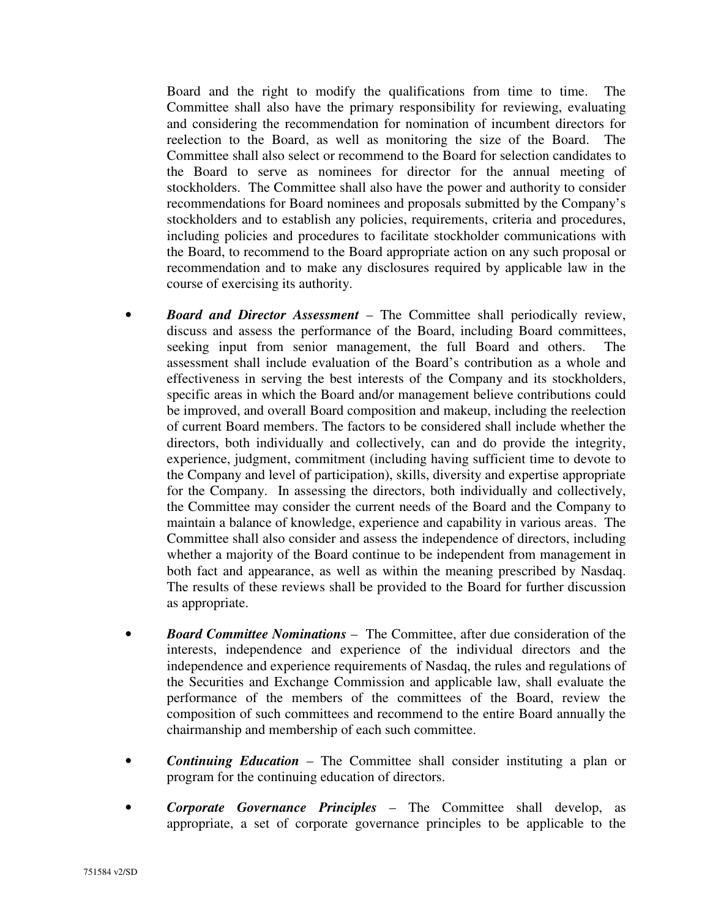Board and the right to modify the qualifications from time to time. The Committee shall also have the primary responsibility for reviewing, evaluating and considering the recommendation for nomination of incumbent directors for reelection to the Board, as well as monitoring the size of the Board. The Committee shall also select or recommend to the Board for selection candidates to the Board to serve as nominees for director for the annual meeting of stockholders. The Committee shall also have the power and authority to consider recommendations for Board nominees and proposals submitted by the Company's stockholders and to establish any policies, requirements, criteria and procedures, including policies and procedures to facilitate stockholder communications with the Board, to recommend to the Board appropriate action on any such proposal or recommendation and to make any disclosures required by applicable law in the course of exercising its authority.

- ***Board and Director Assessment*** – The Committee shall periodically review, discuss and assess the performance of the Board, including Board committees, seeking input from senior management, the full Board and others. The assessment shall include evaluation of the Board's contribution as a whole and effectiveness in serving the best interests of the Company and its stockholders, specific areas in which the Board and/or management believe contributions could be improved, and overall Board composition and makeup, including the reelection of current Board members. The factors to be considered shall include whether the directors, both individually and collectively, can and do provide the integrity, experience, judgment, commitment (including having sufficient time to devote to the Company and level of participation), skills, diversity and expertise appropriate for the Company. In assessing the directors, both individually and collectively, the Committee may consider the current needs of the Board and the Company to maintain a balance of knowledge, experience and capability in various areas. The Committee shall also consider and assess the independence of directors, including whether a majority of the Board continue to be independent from management in both fact and appearance, as well as within the meaning prescribed by Nasdaq. The results of these reviews shall be provided to the Board for further discussion as appropriate.

- ***Board Committee Nominations*** – The Committee, after due consideration of the interests, independence and experience of the individual directors and the independence and experience requirements of Nasdaq, the rules and regulations of the Securities and Exchange Commission and applicable law, shall evaluate the performance of the members of the committees of the Board, review the composition of such committees and recommend to the entire Board annually the chairmanship and membership of each such committee.

- ***Continuing Education*** – The Committee shall consider instituting a plan or program for the continuing education of directors.

- ***Corporate Governance Principles*** – The Committee shall develop, as appropriate, a set of corporate governance principles to be applicable to the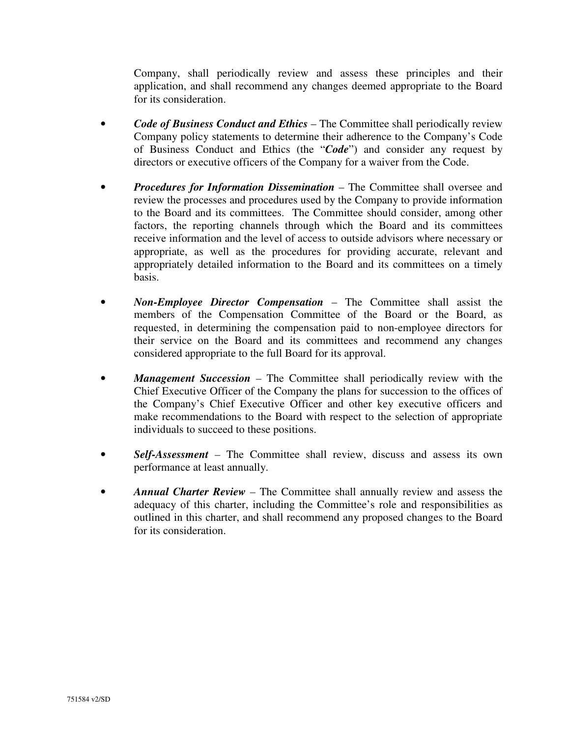Company, shall periodically review and assess these principles and their application, and shall recommend any changes deemed appropriate to the Board for its consideration.

- ***Code of Business Conduct and Ethics*** – The Committee shall periodically review Company policy statements to determine their adherence to the Company's Code of Business Conduct and Ethics (the "***Code***") and consider any request by directors or executive officers of the Company for a waiver from the Code.

- ***Procedures for Information Dissemination*** – The Committee shall oversee and review the processes and procedures used by the Company to provide information to the Board and its committees. The Committee should consider, among other factors, the reporting channels through which the Board and its committees receive information and the level of access to outside advisors where necessary or appropriate, as well as the procedures for providing accurate, relevant and appropriately detailed information to the Board and its committees on a timely basis.

- ***Non-Employee Director Compensation*** – The Committee shall assist the members of the Compensation Committee of the Board or the Board, as requested, in determining the compensation paid to non-employee directors for their service on the Board and its committees and recommend any changes considered appropriate to the full Board for its approval.

- ***Management Succession*** – The Committee shall periodically review with the Chief Executive Officer of the Company the plans for succession to the offices of the Company's Chief Executive Officer and other key executive officers and make recommendations to the Board with respect to the selection of appropriate individuals to succeed to these positions.

- ***Self-Assessment*** – The Committee shall review, discuss and assess its own performance at least annually.

- ***Annual Charter Review*** – The Committee shall annually review and assess the adequacy of this charter, including the Committee's role and responsibilities as outlined in this charter, and shall recommend any proposed changes to the Board for its consideration.

751584 v2/SD